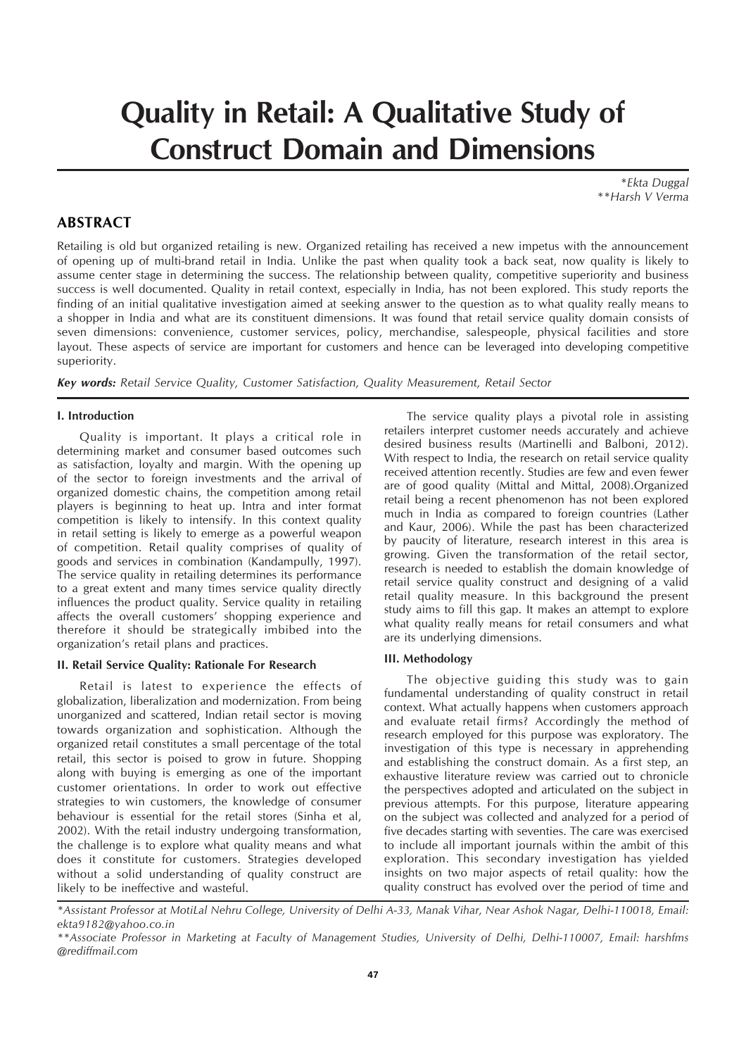# Quality in Retail: A Qualitative Study of Construct Domain and Dimensions

*\*Ekta Duggal*
*\*\*Harsh V Verma*

## ABSTRACT

Retailing is old but organized retailing is new. Organized retailing has received a new impetus with the announcement of opening up of multi-brand retail in India. Unlike the past when quality took a back seat, now quality is likely to assume center stage in determining the success. The relationship between quality, competitive superiority and business success is well documented. Quality in retail context, especially in India, has not been explored. This study reports the finding of an initial qualitative investigation aimed at seeking answer to the question as to what quality really means to a shopper in India and what are its constituent dimensions. It was found that retail service quality domain consists of seven dimensions: convenience, customer services, policy, merchandise, salespeople, physical facilities and store layout. These aspects of service are important for customers and hence can be leveraged into developing competitive superiority.

***Key words:*** *Retail Service Quality, Customer Satisfaction, Quality Measurement, Retail Sector*

### I. Introduction

Quality is important. It plays a critical role in determining market and consumer based outcomes such as satisfaction, loyalty and margin. With the opening up of the sector to foreign investments and the arrival of organized domestic chains, the competition among retail players is beginning to heat up. Intra and inter format competition is likely to intensify. In this context quality in retail setting is likely to emerge as a powerful weapon of competition. Retail quality comprises of quality of goods and services in combination (Kandampully, 1997). The service quality in retailing determines its performance to a great extent and many times service quality directly influences the product quality. Service quality in retailing affects the overall customers' shopping experience and therefore it should be strategically imbibed into the organization's retail plans and practices.

### II. Retail Service Quality: Rationale For Research

Retail is latest to experience the effects of globalization, liberalization and modernization. From being unorganized and scattered, Indian retail sector is moving towards organization and sophistication. Although the organized retail constitutes a small percentage of the total retail, this sector is poised to grow in future. Shopping along with buying is emerging as one of the important customer orientations. In order to work out effective strategies to win customers, the knowledge of consumer behaviour is essential for the retail stores (Sinha et al, 2002). With the retail industry undergoing transformation, the challenge is to explore what quality means and what does it constitute for customers. Strategies developed without a solid understanding of quality construct are likely to be ineffective and wasteful.

The service quality plays a pivotal role in assisting retailers interpret customer needs accurately and achieve desired business results (Martinelli and Balboni, 2012). With respect to India, the research on retail service quality received attention recently. Studies are few and even fewer are of good quality (Mittal and Mittal, 2008).Organized retail being a recent phenomenon has not been explored much in India as compared to foreign countries (Lather and Kaur, 2006). While the past has been characterized by paucity of literature, research interest in this area is growing. Given the transformation of the retail sector, research is needed to establish the domain knowledge of retail service quality construct and designing of a valid retail quality measure. In this background the present study aims to fill this gap. It makes an attempt to explore what quality really means for retail consumers and what are its underlying dimensions.

### III. Methodology

The objective guiding this study was to gain fundamental understanding of quality construct in retail context. What actually happens when customers approach and evaluate retail firms? Accordingly the method of research employed for this purpose was exploratory. The investigation of this type is necessary in apprehending and establishing the construct domain. As a first step, an exhaustive literature review was carried out to chronicle the perspectives adopted and articulated on the subject in previous attempts. For this purpose, literature appearing on the subject was collected and analyzed for a period of five decades starting with seventies. The care was exercised to include all important journals within the ambit of this exploration. This secondary investigation has yielded insights on two major aspects of retail quality: how the quality construct has evolved over the period of time and

---

*\*Assistant Professor at MotiLal Nehru College, University of Delhi A-33, Manak Vihar, Near Ashok Nagar, Delhi-110018, Email: ekta9182@yahoo.co.in*

*\*\*Associate Professor in Marketing at Faculty of Management Studies, University of Delhi, Delhi-110007, Email: harshfms @rediffmail.com*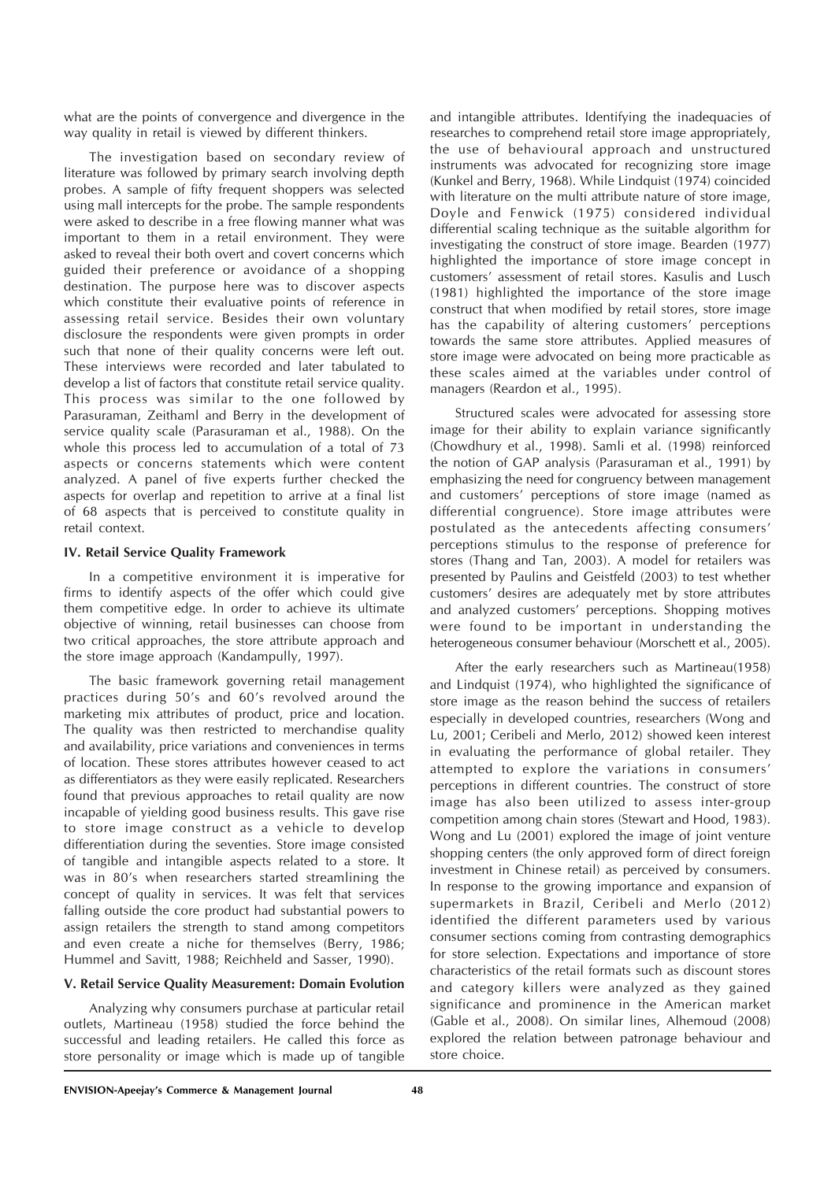what are the points of convergence and divergence in the way quality in retail is viewed by different thinkers.

The investigation based on secondary review of literature was followed by primary search involving depth probes. A sample of fifty frequent shoppers was selected using mall intercepts for the probe. The sample respondents were asked to describe in a free flowing manner what was important to them in a retail environment. They were asked to reveal their both overt and covert concerns which guided their preference or avoidance of a shopping destination. The purpose here was to discover aspects which constitute their evaluative points of reference in assessing retail service. Besides their own voluntary disclosure the respondents were given prompts in order such that none of their quality concerns were left out. These interviews were recorded and later tabulated to develop a list of factors that constitute retail service quality. This process was similar to the one followed by Parasuraman, Zeithaml and Berry in the development of service quality scale (Parasuraman et al., 1988). On the whole this process led to accumulation of a total of 73 aspects or concerns statements which were content analyzed. A panel of five experts further checked the aspects for overlap and repetition to arrive at a final list of 68 aspects that is perceived to constitute quality in retail context.

### IV. Retail Service Quality Framework

In a competitive environment it is imperative for firms to identify aspects of the offer which could give them competitive edge. In order to achieve its ultimate objective of winning, retail businesses can choose from two critical approaches, the store attribute approach and the store image approach (Kandampully, 1997).

The basic framework governing retail management practices during 50's and 60's revolved around the marketing mix attributes of product, price and location. The quality was then restricted to merchandise quality and availability, price variations and conveniences in terms of location. These stores attributes however ceased to act as differentiators as they were easily replicated. Researchers found that previous approaches to retail quality are now incapable of yielding good business results. This gave rise to store image construct as a vehicle to develop differentiation during the seventies. Store image consisted of tangible and intangible aspects related to a store. It was in 80's when researchers started streamlining the concept of quality in services. It was felt that services falling outside the core product had substantial powers to assign retailers the strength to stand among competitors and even create a niche for themselves (Berry, 1986; Hummel and Savitt, 1988; Reichheld and Sasser, 1990).

### V. Retail Service Quality Measurement: Domain Evolution

Analyzing why consumers purchase at particular retail outlets, Martineau (1958) studied the force behind the successful and leading retailers. He called this force as store personality or image which is made up of tangible and intangible attributes. Identifying the inadequacies of researches to comprehend retail store image appropriately, the use of behavioural approach and unstructured instruments was advocated for recognizing store image (Kunkel and Berry, 1968). While Lindquist (1974) coincided with literature on the multi attribute nature of store image, Doyle and Fenwick (1975) considered individual differential scaling technique as the suitable algorithm for investigating the construct of store image. Bearden (1977) highlighted the importance of store image concept in customers' assessment of retail stores. Kasulis and Lusch (1981) highlighted the importance of the store image construct that when modified by retail stores, store image has the capability of altering customers' perceptions towards the same store attributes. Applied measures of store image were advocated on being more practicable as these scales aimed at the variables under control of managers (Reardon et al., 1995).

Structured scales were advocated for assessing store image for their ability to explain variance significantly (Chowdhury et al., 1998). Samli et al. (1998) reinforced the notion of GAP analysis (Parasuraman et al., 1991) by emphasizing the need for congruency between management and customers' perceptions of store image (named as differential congruence). Store image attributes were postulated as the antecedents affecting consumers' perceptions stimulus to the response of preference for stores (Thang and Tan, 2003). A model for retailers was presented by Paulins and Geistfeld (2003) to test whether customers' desires are adequately met by store attributes and analyzed customers' perceptions. Shopping motives were found to be important in understanding the heterogeneous consumer behaviour (Morschett et al., 2005).

After the early researchers such as Martineau(1958) and Lindquist (1974), who highlighted the significance of store image as the reason behind the success of retailers especially in developed countries, researchers (Wong and Lu, 2001; Ceribeli and Merlo, 2012) showed keen interest in evaluating the performance of global retailer. They attempted to explore the variations in consumers' perceptions in different countries. The construct of store image has also been utilized to assess inter-group competition among chain stores (Stewart and Hood, 1983). Wong and Lu (2001) explored the image of joint venture shopping centers (the only approved form of direct foreign investment in Chinese retail) as perceived by consumers. In response to the growing importance and expansion of supermarkets in Brazil, Ceribeli and Merlo (2012) identified the different parameters used by various consumer sections coming from contrasting demographics for store selection. Expectations and importance of store characteristics of the retail formats such as discount stores and category killers were analyzed as they gained significance and prominence in the American market (Gable et al., 2008). On similar lines, Alhemoud (2008) explored the relation between patronage behaviour and store choice.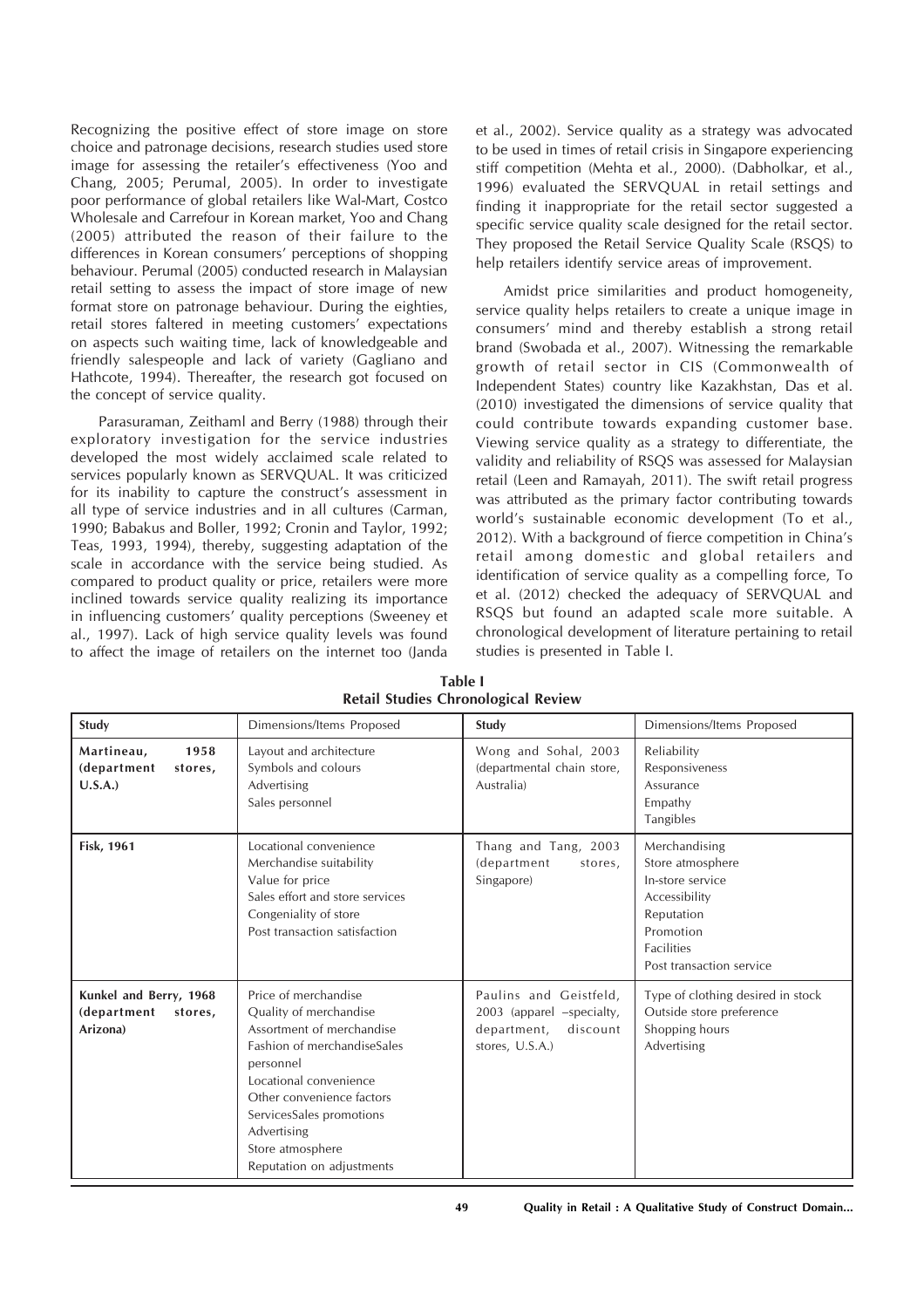Recognizing the positive effect of store image on store choice and patronage decisions, research studies used store image for assessing the retailer's effectiveness (Yoo and Chang, 2005; Perumal, 2005). In order to investigate poor performance of global retailers like Wal-Mart, Costco Wholesale and Carrefour in Korean market, Yoo and Chang (2005) attributed the reason of their failure to the differences in Korean consumers' perceptions of shopping behaviour. Perumal (2005) conducted research in Malaysian retail setting to assess the impact of store image of new format store on patronage behaviour. During the eighties, retail stores faltered in meeting customers' expectations on aspects such waiting time, lack of knowledgeable and friendly salespeople and lack of variety (Gagliano and Hathcote, 1994). Thereafter, the research got focused on the concept of service quality.

Parasuraman, Zeithaml and Berry (1988) through their exploratory investigation for the service industries developed the most widely acclaimed scale related to services popularly known as SERVQUAL. It was criticized for its inability to capture the construct's assessment in all type of service industries and in all cultures (Carman, 1990; Babakus and Boller, 1992; Cronin and Taylor, 1992; Teas, 1993, 1994), thereby, suggesting adaptation of the scale in accordance with the service being studied. As compared to product quality or price, retailers were more inclined towards service quality realizing its importance in influencing customers' quality perceptions (Sweeney et al., 1997). Lack of high service quality levels was found to affect the image of retailers on the internet too (Janda et al., 2002). Service quality as a strategy was advocated to be used in times of retail crisis in Singapore experiencing stiff competition (Mehta et al., 2000). (Dabholkar, et al., 1996) evaluated the SERVQUAL in retail settings and finding it inappropriate for the retail sector suggested a specific service quality scale designed for the retail sector. They proposed the Retail Service Quality Scale (RSQS) to help retailers identify service areas of improvement.

Amidst price similarities and product homogeneity, service quality helps retailers to create a unique image in consumers' mind and thereby establish a strong retail brand (Swobada et al., 2007). Witnessing the remarkable growth of retail sector in CIS (Commonwealth of Independent States) country like Kazakhstan, Das et al. (2010) investigated the dimensions of service quality that could contribute towards expanding customer base. Viewing service quality as a strategy to differentiate, the validity and reliability of RSQS was assessed for Malaysian retail (Leen and Ramayah, 2011). The swift retail progress was attributed as the primary factor contributing towards world's sustainable economic development (To et al., 2012). With a background of fierce competition in China's retail among domestic and global retailers and identification of service quality as a compelling force, To et al. (2012) checked the adequacy of SERVQUAL and RSQS but found an adapted scale more suitable. A chronological development of literature pertaining to retail studies is presented in Table I.

**Table I**
**Retail Studies Chronological Review**

| Study | Dimensions/Items Proposed | Study | Dimensions/Items Proposed |
|---|---|---|---|
| **Martineau, 1958 (department stores, U.S.A.)** | Layout and architecture<br>Symbols and colours<br>Advertising<br>Sales personnel | Wong and Sohal, 2003 (departmental chain store, Australia) | Reliability<br>Responsiveness<br>Assurance<br>Empathy<br>Tangibles |
| **Fisk, 1961** | Locational convenience<br>Merchandise suitability<br>Value for price<br>Sales effort and store services<br>Congeniality of store<br>Post transaction satisfaction | Thang and Tang, 2003 (department stores, Singapore) | Merchandising<br>Store atmosphere<br>In-store service<br>Accessibility<br>Reputation<br>Promotion<br>Facilities<br>Post transaction service |
| **Kunkel and Berry, 1968 (department stores, Arizona)** | Price of merchandise<br>Quality of merchandise<br>Assortment of merchandise<br>Fashion of merchandiseSales personnel<br>Locational convenience<br>Other convenience factors<br>ServicesSales promotions<br>Advertising<br>Store atmosphere<br>Reputation on adjustments | Paulins and Geistfeld, 2003 (apparel –specialty, department, discount stores, U.S.A.) | Type of clothing desired in stock<br>Outside store preference<br>Shopping hours<br>Advertising |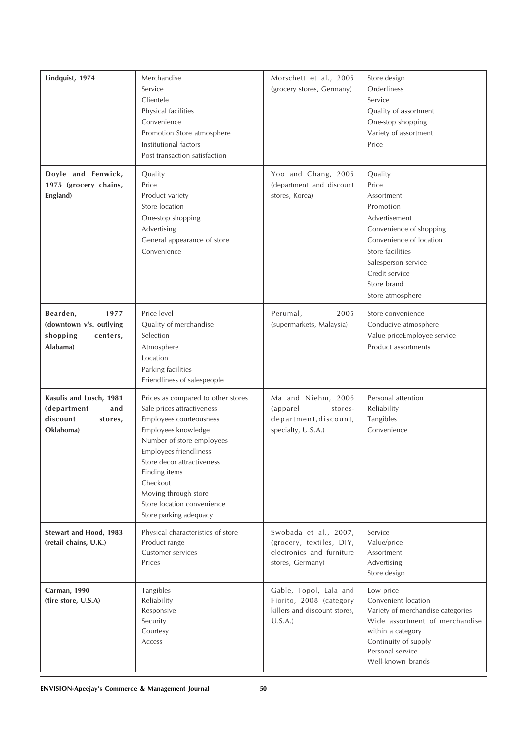| | | | |
|---|---|---|---|
| **Lindquist, 1974** | Merchandise<br>Service<br>Clientele<br>Physical facilities<br>Convenience<br>Promotion Store atmosphere<br>Institutional factors<br>Post transaction satisfaction | Morschett et al., 2005 (grocery stores, Germany) | Store design<br>Orderliness<br>Service<br>Quality of assortment<br>One-stop shopping<br>Variety of assortment<br>Price |
| **Doyle and Fenwick, 1975 (grocery chains, England)** | Quality<br>Price<br>Product variety<br>Store location<br>One-stop shopping<br>Advertising<br>General appearance of store<br>Convenience | Yoo and Chang, 2005 (department and discount stores, Korea) | Quality<br>Price<br>Assortment<br>Promotion<br>Advertisement<br>Convenience of shopping<br>Convenience of location<br>Store facilities<br>Salesperson service<br>Credit service<br>Store brand<br>Store atmosphere |
| **Bearden, 1977 (downtown v/s. outlying shopping centers, Alabama)** | Price level<br>Quality of merchandise<br>Selection<br>Atmosphere<br>Location<br>Parking facilities<br>Friendliness of salespeople | Perumal, 2005 (supermarkets, Malaysia) | Store convenience<br>Conducive atmosphere<br>Value priceEmployee service<br>Product assortments |
| **Kasulis and Lusch, 1981 (department and discount stores, Oklahoma)** | Prices as compared to other stores<br>Sale prices attractiveness<br>Employees courteousness<br>Employees knowledge<br>Number of store employees<br>Employees friendliness<br>Store decor attractiveness<br>Finding items<br>Checkout<br>Moving through store<br>Store location convenience<br>Store parking adequacy | Ma and Niehm, 2006 (apparel stores-department,discount, specialty, U.S.A.) | Personal attention<br>Reliability<br>Tangibles<br>Convenience |
| **Stewart and Hood, 1983 (retail chains, U.K.)** | Physical characteristics of store<br>Product range<br>Customer services<br>Prices | Swobada et al., 2007, (grocery, textiles, DIY, electronics and furniture stores, Germany) | Service<br>Value/price<br>Assortment<br>Advertising<br>Store design |
| **Carman, 1990 (tire store, U.S.A)** | Tangibles<br>Reliability<br>Responsive<br>Security<br>Courtesy<br>Access | Gable, Topol, Lala and Fiorito, 2008 (category killers and discount stores, U.S.A.) | Low price<br>Convenient location<br>Variety of merchandise categories<br>Wide assortment of merchandise within a category<br>Continuity of supply<br>Personal service<br>Well-known brands |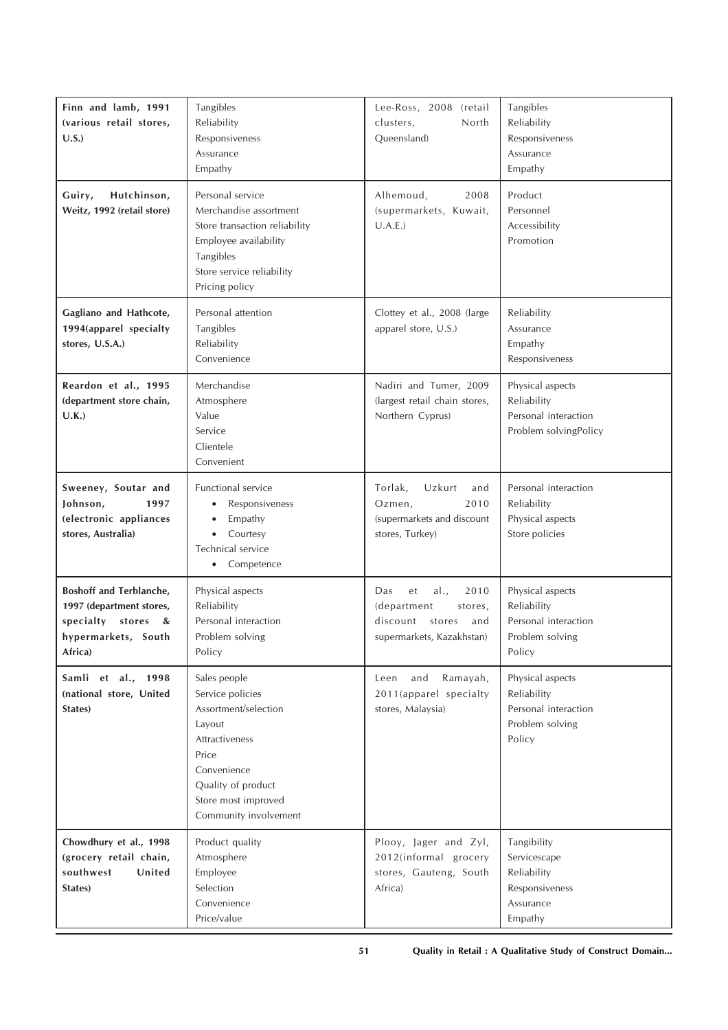| Finn and lamb, 1991 (various retail stores, U.S.) | Tangibles<br>Reliability<br>Responsiveness<br>Assurance<br>Empathy | Lee-Ross, 2008 (retail clusters, North Queensland) | Tangibles<br>Reliability<br>Responsiveness<br>Assurance<br>Empathy |
|---|---|---|---|
| Guiry, Hutchinson, Weitz, 1992 (retail store) | Personal service<br>Merchandise assortment<br>Store transaction reliability<br>Employee availability<br>Tangibles<br>Store service reliability<br>Pricing policy | Alhemoud, 2008 (supermarkets, Kuwait, U.A.E.) | Product<br>Personnel<br>Accessibility<br>Promotion |
| Gagliano and Hathcote, 1994(apparel specialty stores, U.S.A.) | Personal attention<br>Tangibles<br>Reliability<br>Convenience | Clottey et al., 2008 (large apparel store, U.S.) | Reliability<br>Assurance<br>Empathy<br>Responsiveness |
| Reardon et al., 1995 (department store chain, U.K.) | Merchandise<br>Atmosphere<br>Value<br>Service<br>Clientele<br>Convenient | Nadiri and Tumer, 2009 (largest retail chain stores, Northern Cyprus) | Physical aspects<br>Reliability<br>Personal interaction<br>Problem solvingPolicy |
| Sweeney, Soutar and Johnson, 1997 (electronic appliances stores, Australia) | Functional service<br>• Responsiveness<br>• Empathy<br>• Courtesy<br>Technical service<br>• Competence | Torlak, Uzkurt and Ozmen, 2010 (supermarkets and discount stores, Turkey) | Personal interaction<br>Reliability<br>Physical aspects<br>Store policies |
| Boshoff and Terblanche, 1997 (department stores, specialty stores & hypermarkets, South Africa) | Physical aspects<br>Reliability<br>Personal interaction<br>Problem solving<br>Policy | Das et al., 2010 (department stores, discount stores and supermarkets, Kazakhstan) | Physical aspects<br>Reliability<br>Personal interaction<br>Problem solving<br>Policy |
| Samli et al., 1998 (national store, United States) | Sales people<br>Service policies<br>Assortment/selection<br>Layout<br>Attractiveness<br>Price<br>Convenience<br>Quality of product<br>Store most improved<br>Community involvement | Leen and Ramayah, 2011(apparel specialty stores, Malaysia) | Physical aspects<br>Reliability<br>Personal interaction<br>Problem solving<br>Policy |
| Chowdhury et al., 1998 (grocery retail chain, southwest United States) | Product quality<br>Atmosphere<br>Employee<br>Selection<br>Convenience<br>Price/value | Plooy, Jager and Zyl, 2012(informal grocery stores, Gauteng, South Africa) | Tangibility<br>Servicescape<br>Reliability<br>Responsiveness<br>Assurance<br>Empathy |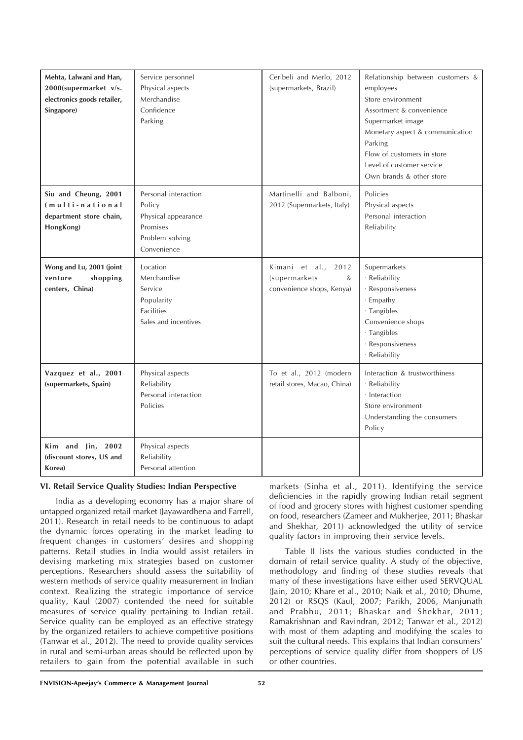| | | | |
|---|---|---|---|
| **Mehta, Lalwani and Han, 2000(supermarket v/s. electronics goods retailer, Singapore)** | Service personnel<br>Physical aspects<br>Merchandise<br>Confidence<br>Parking | Ceribeli and Merlo, 2012 (supermarkets, Brazil) | Relationship between customers & employees<br>Store environment<br>Assortment & convenience<br>Supermarket image<br>Monetary aspect & communication<br>Parking<br>Flow of customers in store<br>Level of customer service<br>Own brands & other store |
| **Siu and Cheung, 2001 (multi-national department store chain, HongKong)** | Personal interaction<br>Policy<br>Physical appearance<br>Promises<br>Problem solving<br>Convenience | Martinelli and Balboni, 2012 (Supermarkets, Italy) | Policies<br>Physical aspects<br>Personal interaction<br>Reliability |
| **Wong and Lu, 2001 (joint venture shopping centers, China)** | Location<br>Merchandise<br>Service<br>Popularity<br>Facilities<br>Sales and incentives | Kimani et al., 2012 (supermarkets & convenience shops, Kenya) | Supermarkets<br>· Reliability<br>· Responsiveness<br>· Empathy<br>· Tangibles<br>Convenience shops<br>· Tangibles<br>· Responsiveness<br>· Reliability |
| **Vazquez et al., 2001 (supermarkets, Spain)** | Physical aspects<br>Reliability<br>Personal interaction<br>Policies | To et al., 2012 (modern retail stores, Macao, China) | Interaction & trustworthiness<br>· Reliability<br>· Interaction<br>Store environment<br>Understanding the consumers<br>Policy |
| **Kim and Jin, 2002 (discount stores, US and Korea)** | Physical aspects<br>Reliability<br>Personal attention | | |

### VI. Retail Service Quality Studies: Indian Perspective

India as a developing economy has a major share of untapped organized retail market (Jayawardhena and Farrell, 2011). Research in retail needs to be continuous to adapt the dynamic forces operating in the market leading to frequent changes in customers' desires and shopping patterns. Retail studies in India would assist retailers in devising marketing mix strategies based on customer perceptions. Researchers should assess the suitability of western methods of service quality measurement in Indian context. Realizing the strategic importance of service quality, Kaul (2007) contended the need for suitable measures of service quality pertaining to Indian retail. Service quality can be employed as an effective strategy by the organized retailers to achieve competitive positions (Tanwar et al., 2012). The need to provide quality services in rural and semi-urban areas should be reflected upon by retailers to gain from the potential available in such markets (Sinha et al., 2011). Identifying the service deficiencies in the rapidly growing Indian retail segment of food and grocery stores with highest customer spending on food, researchers (Zameer and Mukherjee, 2011; Bhaskar and Shekhar, 2011) acknowledged the utility of service quality factors in improving their service levels.

Table II lists the various studies conducted in the domain of retail service quality. A study of the objective, methodology and finding of these studies reveals that many of these investigations have either used SERVQUAL (Jain, 2010; Khare et al., 2010; Naik et al., 2010; Dhume, 2012) or RSQS (Kaul, 2007; Parikh, 2006, Manjunath and Prabhu, 2011; Bhaskar and Shekhar, 2011; Ramakrishnan and Ravindran, 2012; Tanwar et al., 2012) with most of them adapting and modifying the scales to suit the cultural needs. This explains that Indian consumers' perceptions of service quality differ from shoppers of US or other countries.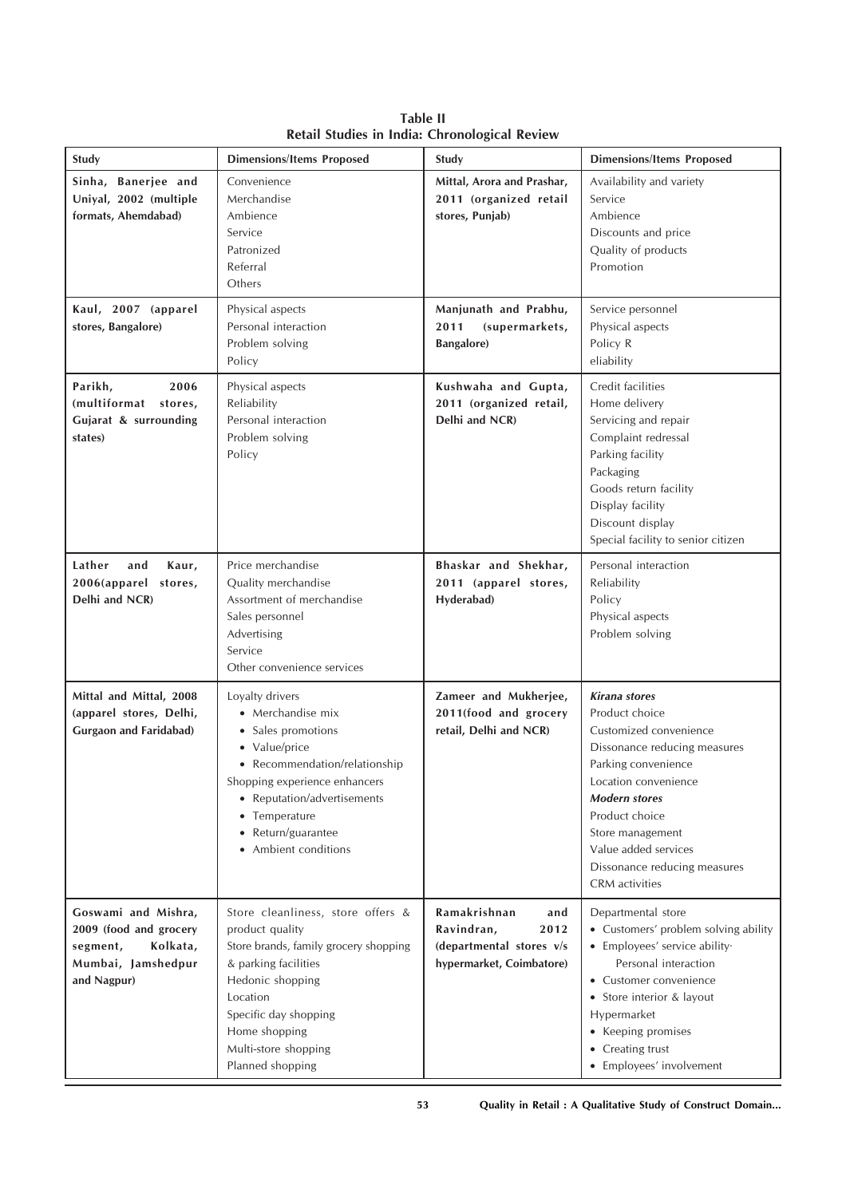**Table II**
**Retail Studies in India: Chronological Review**

| Study | Dimensions/Items Proposed | Study | Dimensions/Items Proposed |
|---|---|---|---|
| **Sinha, Banerjee and Uniyal, 2002 (multiple formats, Ahemdabad)** | Convenience<br>Merchandise<br>Ambience<br>Service<br>Patronized<br>Referral<br>Others | **Mittal, Arora and Prashar, 2011 (organized retail stores, Punjab)** | Availability and variety<br>Service<br>Ambience<br>Discounts and price<br>Quality of products<br>Promotion |
| **Kaul, 2007 (apparel stores, Bangalore)** | Physical aspects<br>Personal interaction<br>Problem solving<br>Policy | **Manjunath and Prabhu, 2011 (supermarkets, Bangalore)** | Service personnel<br>Physical aspects<br>Policy R<br>eliability |
| **Parikh, 2006 (multiformat stores, Gujarat & surrounding states)** | Physical aspects<br>Reliability<br>Personal interaction<br>Problem solving<br>Policy | **Kushwaha and Gupta, 2011 (organized retail, Delhi and NCR)** | Credit facilities<br>Home delivery<br>Servicing and repair<br>Complaint redressal<br>Parking facility<br>Packaging<br>Goods return facility<br>Display facility<br>Discount display<br>Special facility to senior citizen |
| **Lather and Kaur, 2006(apparel stores, Delhi and NCR)** | Price merchandise<br>Quality merchandise<br>Assortment of merchandise<br>Sales personnel<br>Advertising<br>Service<br>Other convenience services | **Bhaskar and Shekhar, 2011 (apparel stores, Hyderabad)** | Personal interaction<br>Reliability<br>Policy<br>Physical aspects<br>Problem solving |
| **Mittal and Mittal, 2008 (apparel stores, Delhi, Gurgaon and Faridabad)** | Loyalty drivers<br>• Merchandise mix<br>• Sales promotions<br>• Value/price<br>• Recommendation/relationship<br>Shopping experience enhancers<br>• Reputation/advertisements<br>• Temperature<br>• Return/guarantee<br>• Ambient conditions | **Zameer and Mukherjee, 2011(food and grocery retail, Delhi and NCR)** | ***Kirana stores***<br>Product choice<br>Customized convenience<br>Dissonance reducing measures<br>Parking convenience<br>Location convenience<br>***Modern stores***<br>Product choice<br>Store management<br>Value added services<br>Dissonance reducing measures<br>CRM activities |
| **Goswami and Mishra, 2009 (food and grocery segment, Kolkata, Mumbai, Jamshedpur and Nagpur)** | Store cleanliness, store offers & product quality<br>Store brands, family grocery shopping & parking facilities<br>Hedonic shopping<br>Location<br>Specific day shopping<br>Home shopping<br>Multi-store shopping<br>Planned shopping | **Ramakrishnan and Ravindran, 2012 (departmental stores v/s hypermarket, Coimbatore)** | Departmental store<br>• Customers' problem solving ability<br>• Employees' service ability·<br>Personal interaction<br>• Customer convenience<br>• Store interior & layout<br>Hypermarket<br>• Keeping promises<br>• Creating trust<br>• Employees' involvement |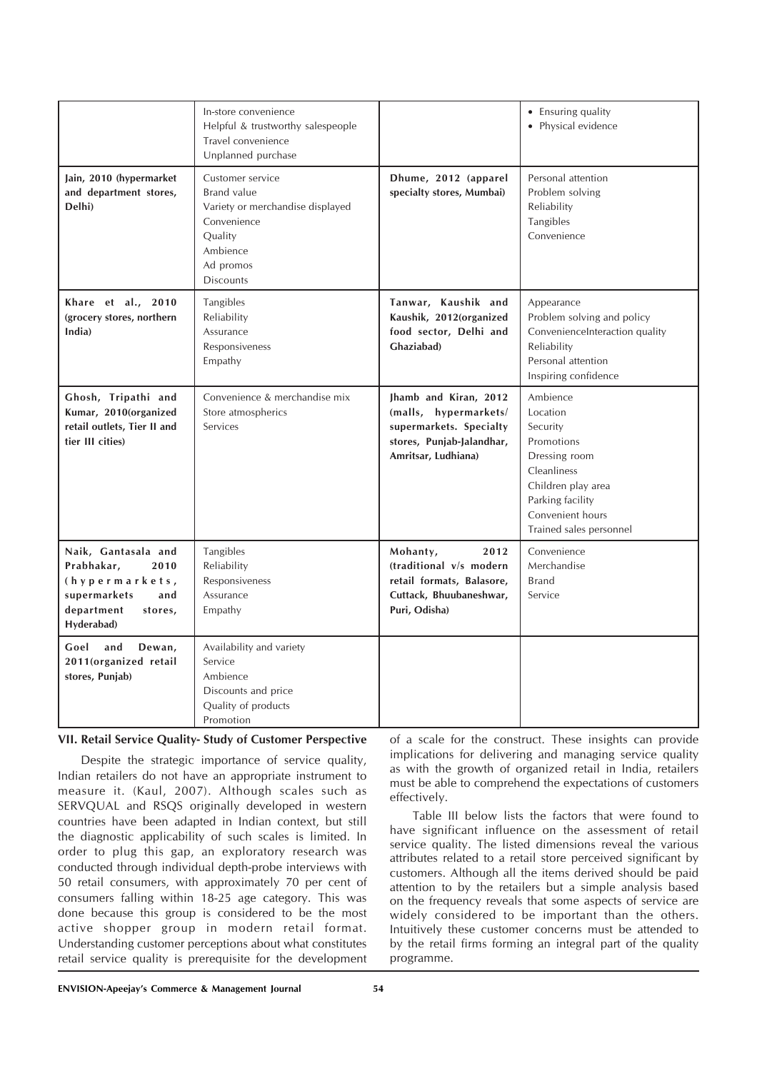|  |  |  |  |
|---|---|---|---|
|  | In-store convenience<br>Helpful & trustworthy salespeople<br>Travel convenience<br>Unplanned purchase |  | • Ensuring quality<br>• Physical evidence |
| **Jain, 2010 (hypermarket and department stores, Delhi)** | Customer service<br>Brand value<br>Variety or merchandise displayed<br>Convenience<br>Quality<br>Ambience<br>Ad promos<br>Discounts | **Dhume, 2012 (apparel specialty stores, Mumbai)** | Personal attention<br>Problem solving<br>Reliability<br>Tangibles<br>Convenience |
| **Khare et al., 2010 (grocery stores, northern India)** | Tangibles<br>Reliability<br>Assurance<br>Responsiveness<br>Empathy | **Tanwar, Kaushik and Kaushik, 2012(organized food sector, Delhi and Ghaziabad)** | Appearance<br>Problem solving and policy<br>ConvenienceInteraction quality<br>Reliability<br>Personal attention<br>Inspiring confidence |
| **Ghosh, Tripathi and Kumar, 2010(organized retail outlets, Tier II and tier III cities)** | Convenience & merchandise mix<br>Store atmospherics<br>Services | **Jhamb and Kiran, 2012 (malls, hypermarkets/ supermarkets. Specialty stores, Punjab-Jalandhar, Amritsar, Ludhiana)** | Ambience<br>Location<br>Security<br>Promotions<br>Dressing room<br>Cleanliness<br>Children play area<br>Parking facility<br>Convenient hours<br>Trained sales personnel |
| **Naik, Gantasala and Prabhakar, 2010 (hypermarkets, supermarkets and department stores, Hyderabad)** | Tangibles<br>Reliability<br>Responsiveness<br>Assurance<br>Empathy | **Mohanty, 2012 (traditional v/s modern retail formats, Balasore, Cuttack, Bhuubaneshwar, Puri, Odisha)** | Convenience<br>Merchandise<br>Brand<br>Service |
| **Goel and Dewan, 2011(organized retail stores, Punjab)** | Availability and variety<br>Service<br>Ambience<br>Discounts and price<br>Quality of products<br>Promotion |  |  |

## VII. Retail Service Quality- Study of Customer Perspective

Despite the strategic importance of service quality, Indian retailers do not have an appropriate instrument to measure it. (Kaul, 2007). Although scales such as SERVQUAL and RSQS originally developed in western countries have been adapted in Indian context, but still the diagnostic applicability of such scales is limited. In order to plug this gap, an exploratory research was conducted through individual depth-probe interviews with 50 retail consumers, with approximately 70 per cent of consumers falling within 18-25 age category. This was done because this group is considered to be the most active shopper group in modern retail format. Understanding customer perceptions about what constitutes retail service quality is prerequisite for the development of a scale for the construct. These insights can provide implications for delivering and managing service quality as with the growth of organized retail in India, retailers must be able to comprehend the expectations of customers effectively.

Table III below lists the factors that were found to have significant influence on the assessment of retail service quality. The listed dimensions reveal the various attributes related to a retail store perceived significant by customers. Although all the items derived should be paid attention to by the retailers but a simple analysis based on the frequency reveals that some aspects of service are widely considered to be important than the others. Intuitively these customer concerns must be attended to by the retail firms forming an integral part of the quality programme.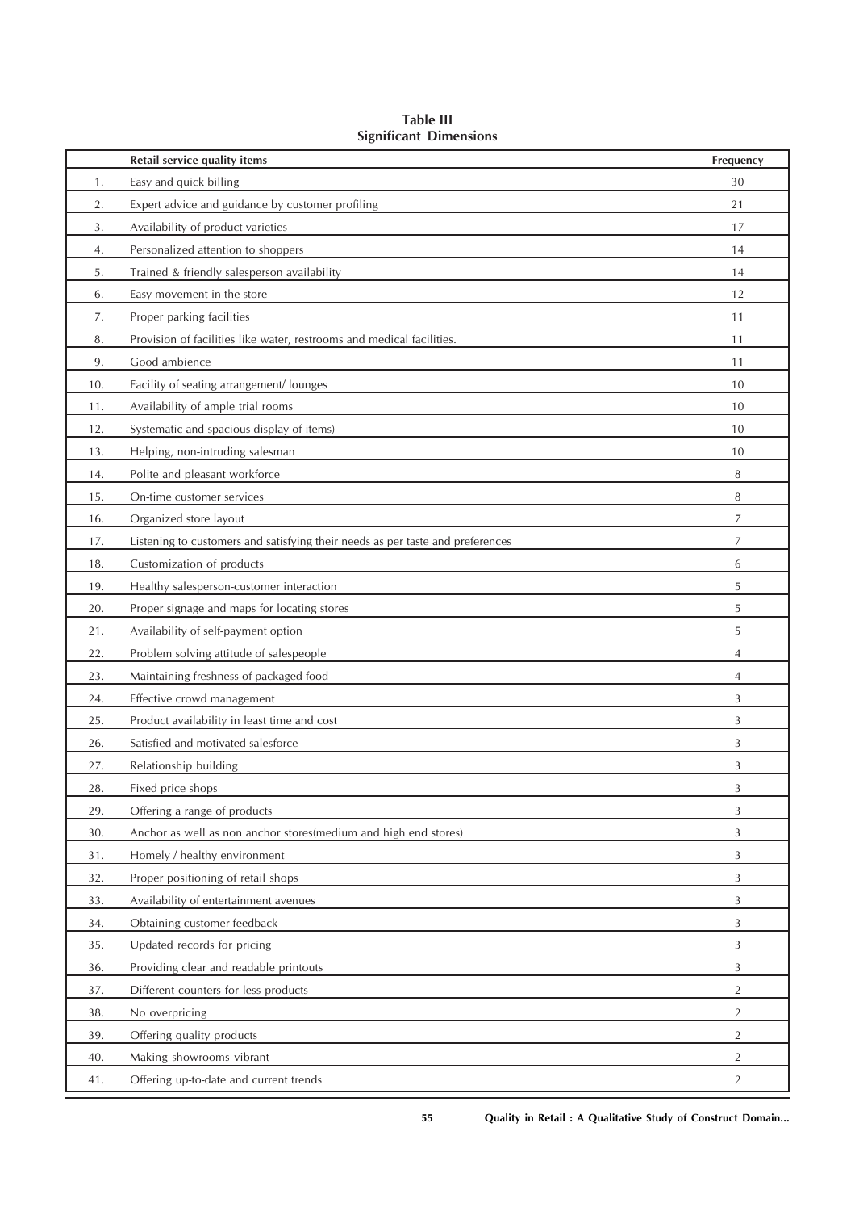**Table III**
**Significant Dimensions**

| | Retail service quality items | Frequency |
|---|---|---|
| 1. | Easy and quick billing | 30 |
| 2. | Expert advice and guidance by customer profiling | 21 |
| 3. | Availability of product varieties | 17 |
| 4. | Personalized attention to shoppers | 14 |
| 5. | Trained & friendly salesperson availability | 14 |
| 6. | Easy movement in the store | 12 |
| 7. | Proper parking facilities | 11 |
| 8. | Provision of facilities like water, restrooms and medical facilities. | 11 |
| 9. | Good ambience | 11 |
| 10. | Facility of seating arrangement/ lounges | 10 |
| 11. | Availability of ample trial rooms | 10 |
| 12. | Systematic and spacious display of items) | 10 |
| 13. | Helping, non-intruding salesman | 10 |
| 14. | Polite and pleasant workforce | 8 |
| 15. | On-time customer services | 8 |
| 16. | Organized store layout | 7 |
| 17. | Listening to customers and satisfying their needs as per taste and preferences | 7 |
| 18. | Customization of products | 6 |
| 19. | Healthy salesperson-customer interaction | 5 |
| 20. | Proper signage and maps for locating stores | 5 |
| 21. | Availability of self-payment option | 5 |
| 22. | Problem solving attitude of salespeople | 4 |
| 23. | Maintaining freshness of packaged food | 4 |
| 24. | Effective crowd management | 3 |
| 25. | Product availability in least time and cost | 3 |
| 26. | Satisfied and motivated salesforce | 3 |
| 27. | Relationship building | 3 |
| 28. | Fixed price shops | 3 |
| 29. | Offering a range of products | 3 |
| 30. | Anchor as well as non anchor stores(medium and high end stores) | 3 |
| 31. | Homely / healthy environment | 3 |
| 32. | Proper positioning of retail shops | 3 |
| 33. | Availability of entertainment avenues | 3 |
| 34. | Obtaining customer feedback | 3 |
| 35. | Updated records for pricing | 3 |
| 36. | Providing clear and readable printouts | 3 |
| 37. | Different counters for less products | 2 |
| 38. | No overpricing | 2 |
| 39. | Offering quality products | 2 |
| 40. | Making showrooms vibrant | 2 |
| 41. | Offering up-to-date and current trends | 2 |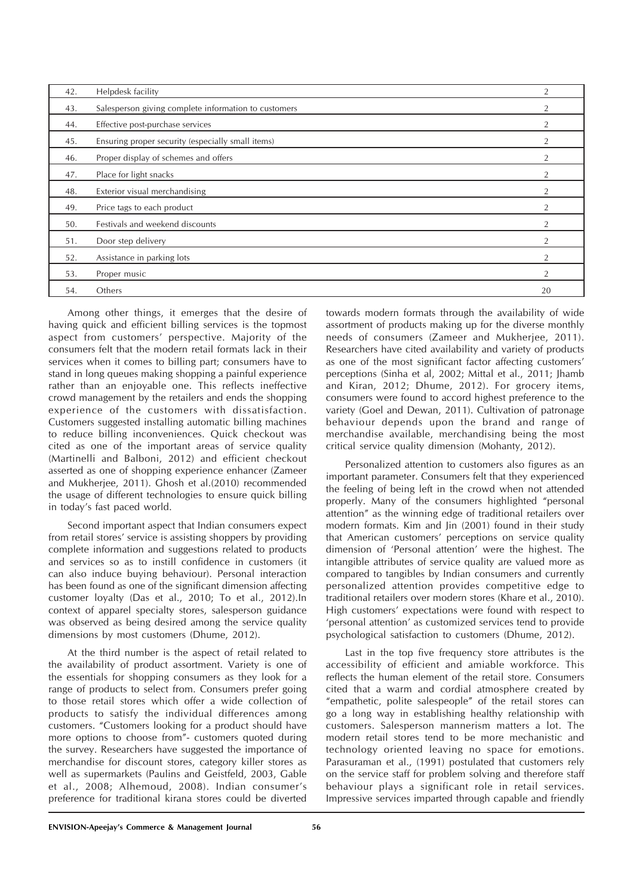| | | |
|---|---|---|
| 42. | Helpdesk facility | 2 |
| 43. | Salesperson giving complete information to customers | 2 |
| 44. | Effective post-purchase services | 2 |
| 45. | Ensuring proper security (especially small items) | 2 |
| 46. | Proper display of schemes and offers | 2 |
| 47. | Place for light snacks | 2 |
| 48. | Exterior visual merchandising | 2 |
| 49. | Price tags to each product | 2 |
| 50. | Festivals and weekend discounts | 2 |
| 51. | Door step delivery | 2 |
| 52. | Assistance in parking lots | 2 |
| 53. | Proper music | 2 |
| 54. | Others | 20 |

Among other things, it emerges that the desire of having quick and efficient billing services is the topmost aspect from customers' perspective. Majority of the consumers felt that the modern retail formats lack in their services when it comes to billing part; consumers have to stand in long queues making shopping a painful experience rather than an enjoyable one. This reflects ineffective crowd management by the retailers and ends the shopping experience of the customers with dissatisfaction. Customers suggested installing automatic billing machines to reduce billing inconveniences. Quick checkout was cited as one of the important areas of service quality (Martinelli and Balboni, 2012) and efficient checkout asserted as one of shopping experience enhancer (Zameer and Mukherjee, 2011). Ghosh et al.(2010) recommended the usage of different technologies to ensure quick billing in today's fast paced world.

Second important aspect that Indian consumers expect from retail stores' service is assisting shoppers by providing complete information and suggestions related to products and services so as to instill confidence in customers (it can also induce buying behaviour). Personal interaction has been found as one of the significant dimension affecting customer loyalty (Das et al., 2010; To et al., 2012).In context of apparel specialty stores, salesperson guidance was observed as being desired among the service quality dimensions by most customers (Dhume, 2012).

At the third number is the aspect of retail related to the availability of product assortment. Variety is one of the essentials for shopping consumers as they look for a range of products to select from. Consumers prefer going to those retail stores which offer a wide collection of products to satisfy the individual differences among customers. "Customers looking for a product should have more options to choose from"- customers quoted during the survey. Researchers have suggested the importance of merchandise for discount stores, category killer stores as well as supermarkets (Paulins and Geistfeld, 2003, Gable et al., 2008; Alhemoud, 2008). Indian consumer's preference for traditional kirana stores could be diverted towards modern formats through the availability of wide assortment of products making up for the diverse monthly needs of consumers (Zameer and Mukherjee, 2011). Researchers have cited availability and variety of products as one of the most significant factor affecting customers' perceptions (Sinha et al, 2002; Mittal et al., 2011; Jhamb and Kiran, 2012; Dhume, 2012). For grocery items, consumers were found to accord highest preference to the variety (Goel and Dewan, 2011). Cultivation of patronage behaviour depends upon the brand and range of merchandise available, merchandising being the most critical service quality dimension (Mohanty, 2012).

Personalized attention to customers also figures as an important parameter. Consumers felt that they experienced the feeling of being left in the crowd when not attended properly. Many of the consumers highlighted "personal attention" as the winning edge of traditional retailers over modern formats. Kim and Jin (2001) found in their study that American customers' perceptions on service quality dimension of 'Personal attention' were the highest. The intangible attributes of service quality are valued more as compared to tangibles by Indian consumers and currently personalized attention provides competitive edge to traditional retailers over modern stores (Khare et al., 2010). High customers' expectations were found with respect to 'personal attention' as customized services tend to provide psychological satisfaction to customers (Dhume, 2012).

Last in the top five frequency store attributes is the accessibility of efficient and amiable workforce. This reflects the human element of the retail store. Consumers cited that a warm and cordial atmosphere created by "empathetic, polite salespeople" of the retail stores can go a long way in establishing healthy relationship with customers. Salesperson mannerism matters a lot. The modern retail stores tend to be more mechanistic and technology oriented leaving no space for emotions. Parasuraman et al., (1991) postulated that customers rely on the service staff for problem solving and therefore staff behaviour plays a significant role in retail services. Impressive services imparted through capable and friendly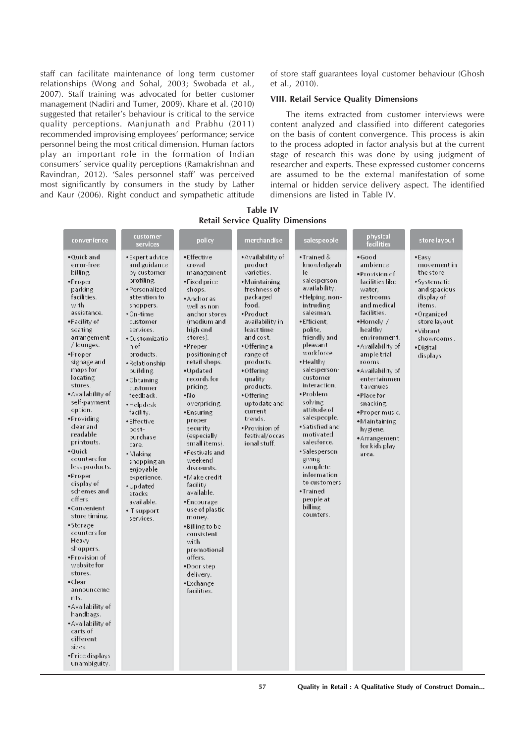staff can facilitate maintenance of long term customer relationships (Wong and Sohal, 2003; Swobada et al., 2007). Staff training was advocated for better customer management (Nadiri and Tumer, 2009). Khare et al. (2010) suggested that retailer's behaviour is critical to the service quality perceptions. Manjunath and Prabhu (2011) recommended improvising employees' performance; service personnel being the most critical dimension. Human factors play an important role in the formation of Indian consumers' service quality perceptions (Ramakrishnan and Ravindran, 2012). 'Sales personnel staff' was perceived most significantly by consumers in the study by Lather and Kaur (2006). Right conduct and sympathetic attitude of store staff guarantees loyal customer behaviour (Ghosh et al., 2010).

### VIII. Retail Service Quality Dimensions

The items extracted from customer interviews were content analyzed and classified into different categories on the basis of content convergence. This process is akin to the process adopted in factor analysis but at the current stage of research this was done by using judgment of researcher and experts. These expressed customer concerns are assumed to be the external manifestation of some internal or hidden service delivery aspect. The identified dimensions are listed in Table IV.

**Table IV**
**Retail Service Quality Dimensions**

| convenience | customer services | policy | merchandise | salespeople | physical facilities | store layout |
|---|---|---|---|---|---|---|
| •Quick and error-free billing.<br>•Proper parking facilities. with assistance.<br>•Facility of seating arrangement / lounges.<br>•Proper signage and maps for locating stores.<br>•Availability of self-payment option.<br>•Providing clear and readable printouts.<br>•Quick counters for less products.<br>•Proper display of schemes and offers.<br>•Convenient store timing.<br>•Storage counters for Heavy shoppers.<br>•Provision of website for stores.<br>•Clear announcements.<br>•Availability of handbags.<br>•Availability of carts of different sizes.<br>•Price displays unambiguity. | •Expert advice and guidance by customer profiling.<br>•Personalized attention to shoppers.<br>•On-time customer services.<br>•Customization of products.<br>•Relationship building.<br>•Obtaining customer feedback.<br>•Helpdesk facility.<br>•Effective post-purchase care.<br>•Making shopping an enjoyable experience.<br>•Updated stocks available.<br>•IT support services. | •Effective crowd management<br>•Fixed price shops.<br>•Anchor as well as non anchor stores (medium and high end stores).<br>•Proper positioning of retail shops.<br>•Updated records for pricing.<br>•No overpricing.<br>•Ensuring proper security (especially small items).<br>•Festivals and weekend discounts.<br>•Make credit facility available.<br>•Encourage use of plastic money.<br>•Billing to be consistent with promotional offers.<br>•Door step delivery.<br>•Exchange facilities. | •Availability of product varieties.<br>•Maintaining freshness of packaged food.<br>•Product availability in least time and cost.<br>•Offering a range of products.<br>•Offering quality products.<br>•Offering uptodate and current trends.<br>•Provision of festival/occasional stuff. | •Trained & knowledgeable salesperson availability.<br>•Helping, non-intruding salesman.<br>•Efficient, polite, friendly and pleasant workforce.<br>•Healthy salesperson-customer interaction.<br>•Problem solving attitude of salespeople.<br>•Satisfied and motivated salesforce.<br>•Salesperson giving complete information to customers.<br>•Trained people at billing counters. | •Good ambience<br>•Provision of facilities like water, restrooms and medical facilities.<br>•Homely / healthy environment.<br>•Availability of ample trial rooms.<br>•Availability of entertainment avenues.<br>•Place for snacking.<br>•Proper music.<br>•Maintaining hygiene.<br>•Arrangement for kids play area. | •Easy movement in the store.<br>•Systematic and spacious display of items.<br>•Organized store layout.<br>•Vibrant showrooms.<br>•Digital displays |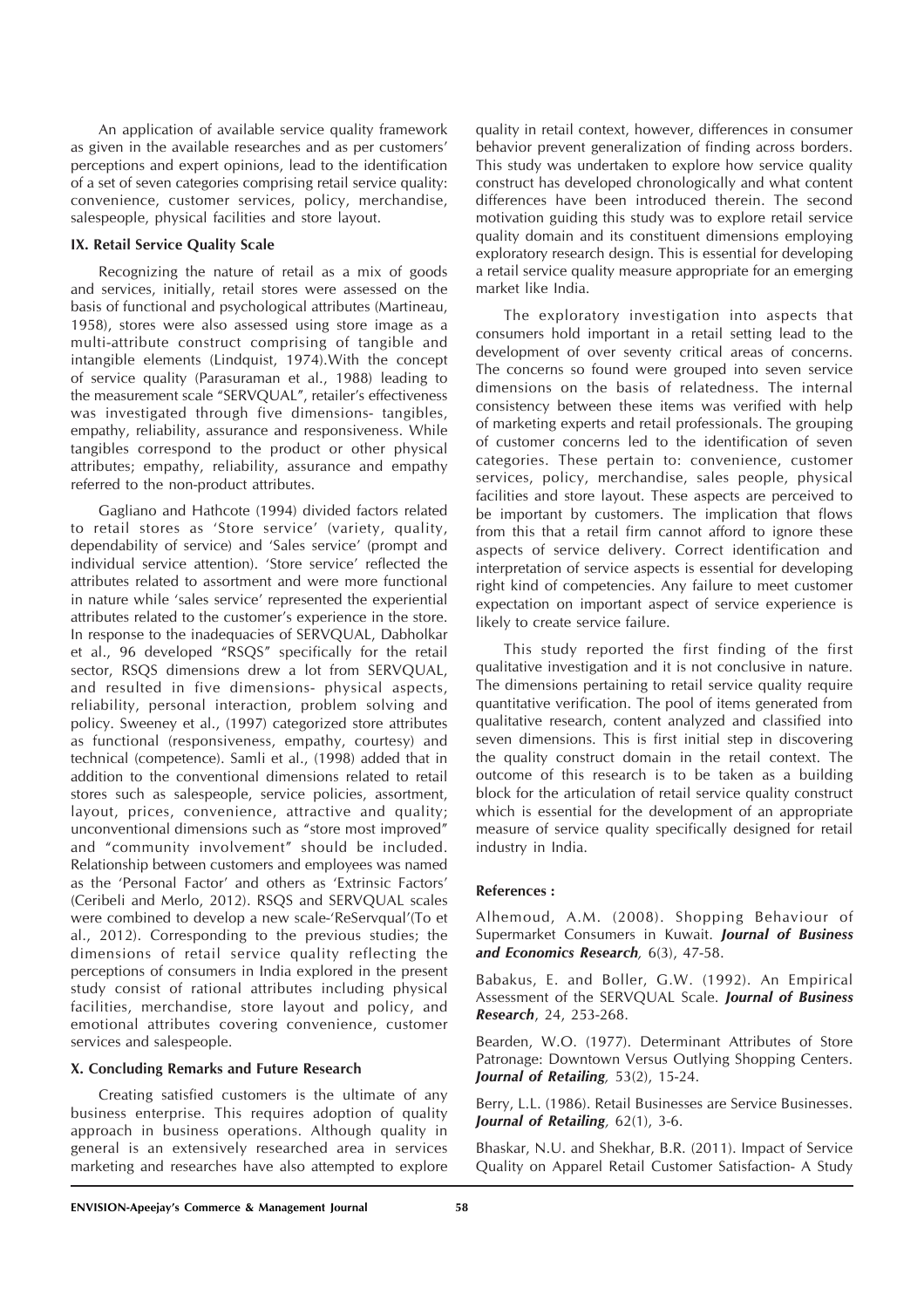An application of available service quality framework as given in the available researches and as per customers' perceptions and expert opinions, lead to the identification of a set of seven categories comprising retail service quality: convenience, customer services, policy, merchandise, salespeople, physical facilities and store layout.

### IX. Retail Service Quality Scale

Recognizing the nature of retail as a mix of goods and services, initially, retail stores were assessed on the basis of functional and psychological attributes (Martineau, 1958), stores were also assessed using store image as a multi-attribute construct comprising of tangible and intangible elements (Lindquist, 1974).With the concept of service quality (Parasuraman et al., 1988) leading to the measurement scale "SERVQUAL", retailer's effectiveness was investigated through five dimensions- tangibles, empathy, reliability, assurance and responsiveness. While tangibles correspond to the product or other physical attributes; empathy, reliability, assurance and empathy referred to the non-product attributes.

Gagliano and Hathcote (1994) divided factors related to retail stores as 'Store service' (variety, quality, dependability of service) and 'Sales service' (prompt and individual service attention). 'Store service' reflected the attributes related to assortment and were more functional in nature while 'sales service' represented the experiential attributes related to the customer's experience in the store. In response to the inadequacies of SERVQUAL, Dabholkar et al., 96 developed "RSQS" specifically for the retail sector, RSQS dimensions drew a lot from SERVQUAL, and resulted in five dimensions- physical aspects, reliability, personal interaction, problem solving and policy. Sweeney et al., (1997) categorized store attributes as functional (responsiveness, empathy, courtesy) and technical (competence). Samli et al., (1998) added that in addition to the conventional dimensions related to retail stores such as salespeople, service policies, assortment, layout, prices, convenience, attractive and quality; unconventional dimensions such as "store most improved" and "community involvement" should be included. Relationship between customers and employees was named as the 'Personal Factor' and others as 'Extrinsic Factors' (Ceribeli and Merlo, 2012). RSQS and SERVQUAL scales were combined to develop a new scale-'ReServqual'(To et al., 2012). Corresponding to the previous studies; the dimensions of retail service quality reflecting the perceptions of consumers in India explored in the present study consist of rational attributes including physical facilities, merchandise, store layout and policy, and emotional attributes covering convenience, customer services and salespeople.

### X. Concluding Remarks and Future Research

Creating satisfied customers is the ultimate of any business enterprise. This requires adoption of quality approach in business operations. Although quality in general is an extensively researched area in services marketing and researches have also attempted to explore quality in retail context, however, differences in consumer behavior prevent generalization of finding across borders. This study was undertaken to explore how service quality construct has developed chronologically and what content differences have been introduced therein. The second motivation guiding this study was to explore retail service quality domain and its constituent dimensions employing exploratory research design. This is essential for developing a retail service quality measure appropriate for an emerging market like India.

The exploratory investigation into aspects that consumers hold important in a retail setting lead to the development of over seventy critical areas of concerns. The concerns so found were grouped into seven service dimensions on the basis of relatedness. The internal consistency between these items was verified with help of marketing experts and retail professionals. The grouping of customer concerns led to the identification of seven categories. These pertain to: convenience, customer services, policy, merchandise, sales people, physical facilities and store layout. These aspects are perceived to be important by customers. The implication that flows from this that a retail firm cannot afford to ignore these aspects of service delivery. Correct identification and interpretation of service aspects is essential for developing right kind of competencies. Any failure to meet customer expectation on important aspect of service experience is likely to create service failure.

This study reported the first finding of the first qualitative investigation and it is not conclusive in nature. The dimensions pertaining to retail service quality require quantitative verification. The pool of items generated from qualitative research, content analyzed and classified into seven dimensions. This is first initial step in discovering the quality construct domain in the retail context. The outcome of this research is to be taken as a building block for the articulation of retail service quality construct which is essential for the development of an appropriate measure of service quality specifically designed for retail industry in India.

### References :

Alhemoud, A.M. (2008). Shopping Behaviour of Supermarket Consumers in Kuwait. ***Journal of Business and Economics Research****,* 6(3), 47-58.

Babakus, E. and Boller, G.W. (1992). An Empirical Assessment of the SERVQUAL Scale. ***Journal of Business Research***, 24, 253-268.

Bearden, W.O. (1977). Determinant Attributes of Store Patronage: Downtown Versus Outlying Shopping Centers. ***Journal of Retailing****,* 53(2), 15-24.

Berry, L.L. (1986). Retail Businesses are Service Businesses. ***Journal of Retailing****,* 62(1), 3-6.

Bhaskar, N.U. and Shekhar, B.R. (2011). Impact of Service Quality on Apparel Retail Customer Satisfaction- A Study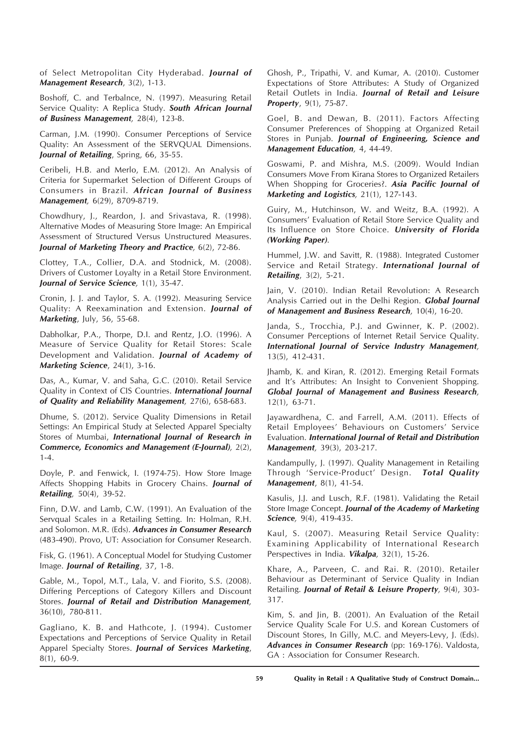of Select Metropolitan City Hyderabad. ***Journal of Management Research***, 3(2), 1-13.

Boshoff, C. and Terbalnce, N. (1997). Measuring Retail Service Quality: A Replica Study. ***South African Journal of Business Management***, 28(4), 123-8.

Carman, J.M. (1990). Consumer Perceptions of Service Quality: An Assessment of the SERVQUAL Dimensions. ***Journal of Retailing***, Spring, 66, 35-55.

Ceribeli, H.B. and Merlo, E.M. (2012). An Analysis of Criteria for Supermarket Selection of Different Groups of Consumers in Brazil. ***African Journal of Business Management***, 6(29), 8709-8719.

Chowdhury, J., Reardon, J. and Srivastava, R. (1998). Alternative Modes of Measuring Store Image: An Empirical Assessment of Structured Versus Unstructured Measures. ***Journal of Marketing Theory and Practice***, 6(2), 72-86.

Clottey, T.A., Collier, D.A. and Stodnick, M. (2008). Drivers of Customer Loyalty in a Retail Store Environment. ***Journal of Service Science***, 1(1), 35-47.

Cronin, J. J. and Taylor, S. A. (1992). Measuring Service Quality: A Reexamination and Extension. ***Journal of Marketing***, July, 56, 55-68.

Dabholkar, P.A., Thorpe, D.I. and Rentz, J.O. (1996). A Measure of Service Quality for Retail Stores: Scale Development and Validation. ***Journal of Academy of Marketing Science***, 24(1), 3-16.

Das, A., Kumar, V. and Saha, G.C. (2010). Retail Service Quality in Context of CIS Countries. ***International Journal of Quality and Reliability Management***, 27(6), 658-683.

Dhume, S. (2012). Service Quality Dimensions in Retail Settings: An Empirical Study at Selected Apparel Specialty Stores of Mumbai, ***International Journal of Research in Commerce, Economics and Management (E-Journal)***, 2(2), 1-4.

Doyle, P. and Fenwick, I. (1974-75). How Store Image Affects Shopping Habits in Grocery Chains. ***Journal of Retailing***, 50(4), 39-52.

Finn, D.W. and Lamb, C.W. (1991). An Evaluation of the Servqual Scales in a Retailing Setting. In: Holman, R.H. and Solomon. M.R. (Eds). ***Advances in Consumer Research*** (483-490). Provo, UT: Association for Consumer Research.

Fisk, G. (1961). A Conceptual Model for Studying Customer Image. ***Journal of Retailing***, 37, 1-8.

Gable, M., Topol, M.T., Lala, V. and Fiorito, S.S. (2008). Differing Perceptions of Category Killers and Discount Stores. ***Journal of Retail and Distribution Management***, 36(10), 780-811.

Gagliano, K. B. and Hathcote, J. (1994). Customer Expectations and Perceptions of Service Quality in Retail Apparel Specialty Stores. ***Journal of Services Marketing***, 8(1), 60-9.

Ghosh, P., Tripathi, V. and Kumar, A. (2010). Customer Expectations of Store Attributes: A Study of Organized Retail Outlets in India. ***Journal of Retail and Leisure Property***, 9(1), 75-87.

Goel, B. and Dewan, B. (2011). Factors Affecting Consumer Preferences of Shopping at Organized Retail Stores in Punjab. ***Journal of Engineering, Science and Management Education***, 4, 44-49.

Goswami, P. and Mishra, M.S. (2009). Would Indian Consumers Move From Kirana Stores to Organized Retailers When Shopping for Groceries?. ***Asia Pacific Journal of Marketing and Logistics***, 21(1), 127-143.

Guiry, M., Hutchinson, W. and Weitz, B.A. (1992). A Consumers' Evaluation of Retail Store Service Quality and Its Influence on Store Choice. ***University of Florida (Working Paper)***.

Hummel, J.W. and Savitt, R. (1988). Integrated Customer Service and Retail Strategy. ***International Journal of Retailing***, 3(2), 5-21.

Jain, V. (2010). Indian Retail Revolution: A Research Analysis Carried out in the Delhi Region. ***Global Journal of Management and Business Research***, 10(4), 16-20.

Janda, S., Trocchia, P.J. and Gwinner, K. P. (2002). Consumer Perceptions of Internet Retail Service Quality. ***International Journal of Service Industry Management***, 13(5), 412-431.

Jhamb, K. and Kiran, R. (2012). Emerging Retail Formats and It's Attributes: An Insight to Convenient Shopping. ***Global Journal of Management and Business Research***, 12(1), 63-71.

Jayawardhena, C. and Farrell, A.M. (2011). Effects of Retail Employees' Behaviours on Customers' Service Evaluation. ***International Journal of Retail and Distribution Management***, 39(3), 203-217.

Kandampully, J. (1997). Quality Management in Retailing Through 'Service-Product' Design. ***Total Quality Management***, 8(1), 41-54.

Kasulis, J.J. and Lusch, R.F. (1981). Validating the Retail Store Image Concept. ***Journal of the Academy of Marketing Science***, 9(4), 419-435.

Kaul, S. (2007). Measuring Retail Service Quality: Examining Applicability of International Research Perspectives in India. ***Vikalpa***, 32(1), 15-26.

Khare, A., Parveen, C. and Rai. R. (2010). Retailer Behaviour as Determinant of Service Quality in Indian Retailing. ***Journal of Retail & Leisure Property***, 9(4), 303-317.

Kim, S. and Jin, B. (2001). An Evaluation of the Retail Service Quality Scale For U.S. and Korean Customers of Discount Stores, In Gilly, M.C. and Meyers-Levy, J. (Eds). ***Advances in Consumer Research*** (pp: 169-176). Valdosta, GA : Association for Consumer Research.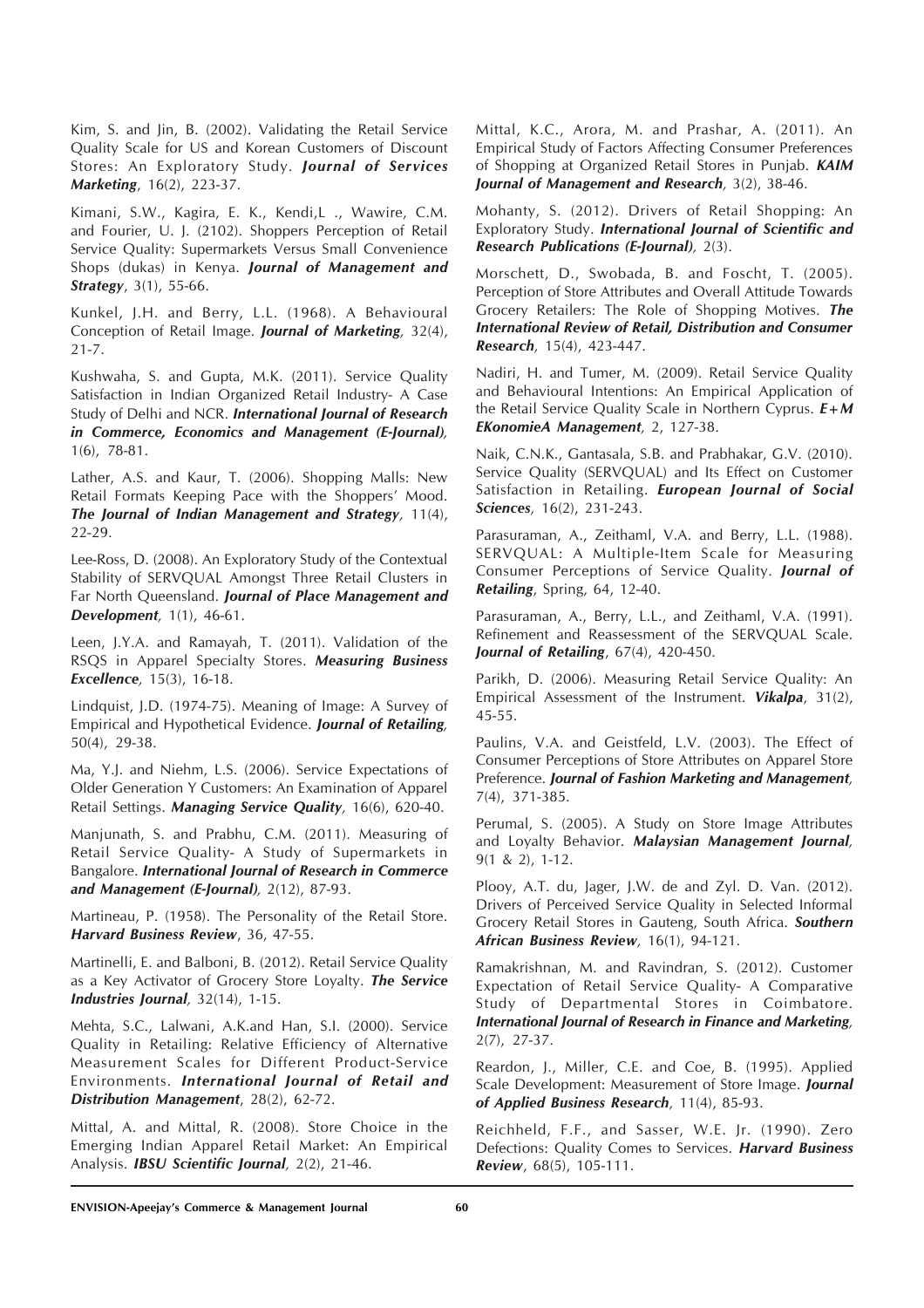Kim, S. and Jin, B. (2002). Validating the Retail Service Quality Scale for US and Korean Customers of Discount Stores: An Exploratory Study. ***Journal of Services Marketing***, 16(2), 223-37.

Kimani, S.W., Kagira, E. K., Kendi,L ., Wawire, C.M. and Fourier, U. J. (2102). Shoppers Perception of Retail Service Quality: Supermarkets Versus Small Convenience Shops (dukas) in Kenya. ***Journal of Management and Strategy***, 3(1), 55-66.

Kunkel, J.H. and Berry, L.L. (1968). A Behavioural Conception of Retail Image. ***Journal of Marketing***, 32(4), 21-7.

Kushwaha, S. and Gupta, M.K. (2011). Service Quality Satisfaction in Indian Organized Retail Industry- A Case Study of Delhi and NCR. ***International Journal of Research in Commerce, Economics and Management (E-Journal)***, 1(6), 78-81.

Lather, A.S. and Kaur, T. (2006). Shopping Malls: New Retail Formats Keeping Pace with the Shoppers' Mood. ***The Journal of Indian Management and Strategy***, 11(4), 22-29.

Lee-Ross, D. (2008). An Exploratory Study of the Contextual Stability of SERVQUAL Amongst Three Retail Clusters in Far North Queensland. ***Journal of Place Management and Development***, 1(1), 46-61.

Leen, J.Y.A. and Ramayah, T. (2011). Validation of the RSQS in Apparel Specialty Stores. ***Measuring Business Excellence***, 15(3), 16-18.

Lindquist, J.D. (1974-75). Meaning of Image: A Survey of Empirical and Hypothetical Evidence. ***Journal of Retailing***, 50(4), 29-38.

Ma, Y.J. and Niehm, L.S. (2006). Service Expectations of Older Generation Y Customers: An Examination of Apparel Retail Settings. ***Managing Service Quality***, 16(6), 620-40.

Manjunath, S. and Prabhu, C.M. (2011). Measuring of Retail Service Quality- A Study of Supermarkets in Bangalore. ***International Journal of Research in Commerce and Management (E-Journal)***, 2(12), 87-93.

Martineau, P. (1958). The Personality of the Retail Store. ***Harvard Business Review***, 36, 47-55.

Martinelli, E. and Balboni, B. (2012). Retail Service Quality as a Key Activator of Grocery Store Loyalty. ***The Service Industries Journal***, 32(14), 1-15.

Mehta, S.C., Lalwani, A.K.and Han, S.I. (2000). Service Quality in Retailing: Relative Efficiency of Alternative Measurement Scales for Different Product-Service Environments. ***International Journal of Retail and Distribution Management***, 28(2), 62-72.

Mittal, A. and Mittal, R. (2008). Store Choice in the Emerging Indian Apparel Retail Market: An Empirical Analysis. ***IBSU Scientific Journal***, 2(2), 21-46.

Mittal, K.C., Arora, M. and Prashar, A. (2011). An Empirical Study of Factors Affecting Consumer Preferences of Shopping at Organized Retail Stores in Punjab. ***KAIM Journal of Management and Research***, 3(2), 38-46.

Mohanty, S. (2012). Drivers of Retail Shopping: An Exploratory Study. ***International Journal of Scientific and Research Publications (E-Journal)***, 2(3).

Morschett, D., Swobada, B. and Foscht, T. (2005). Perception of Store Attributes and Overall Attitude Towards Grocery Retailers: The Role of Shopping Motives. ***The International Review of Retail, Distribution and Consumer Research***, 15(4), 423-447.

Nadiri, H. and Tumer, M. (2009). Retail Service Quality and Behavioural Intentions: An Empirical Application of the Retail Service Quality Scale in Northern Cyprus. ***E+M EKonomieA Management***, 2, 127-38.

Naik, C.N.K., Gantasala, S.B. and Prabhakar, G.V. (2010). Service Quality (SERVQUAL) and Its Effect on Customer Satisfaction in Retailing. ***European Journal of Social Sciences***, 16(2), 231-243.

Parasuraman, A., Zeithaml, V.A. and Berry, L.L. (1988). SERVQUAL: A Multiple-Item Scale for Measuring Consumer Perceptions of Service Quality. ***Journal of Retailing***, Spring, 64, 12-40.

Parasuraman, A., Berry, L.L., and Zeithaml, V.A. (1991). Refinement and Reassessment of the SERVQUAL Scale. ***Journal of Retailing***, 67(4), 420-450.

Parikh, D. (2006). Measuring Retail Service Quality: An Empirical Assessment of the Instrument. ***Vikalpa***, 31(2), 45-55.

Paulins, V.A. and Geistfeld, L.V. (2003). The Effect of Consumer Perceptions of Store Attributes on Apparel Store Preference. ***Journal of Fashion Marketing and Management***, 7(4), 371-385.

Perumal, S. (2005). A Study on Store Image Attributes and Loyalty Behavior. ***Malaysian Management Journal***, 9(1 & 2), 1-12.

Plooy, A.T. du, Jager, J.W. de and Zyl. D. Van. (2012). Drivers of Perceived Service Quality in Selected Informal Grocery Retail Stores in Gauteng, South Africa. ***Southern African Business Review***, 16(1), 94-121.

Ramakrishnan, M. and Ravindran, S. (2012). Customer Expectation of Retail Service Quality- A Comparative Study of Departmental Stores in Coimbatore. ***International Journal of Research in Finance and Marketing***, 2(7), 27-37.

Reardon, J., Miller, C.E. and Coe, B. (1995). Applied Scale Development: Measurement of Store Image. ***Journal of Applied Business Research***, 11(4), 85-93.

Reichheld, F.F., and Sasser, W.E. Jr. (1990). Zero Defections: Quality Comes to Services. ***Harvard Business Review***, 68(5), 105-111.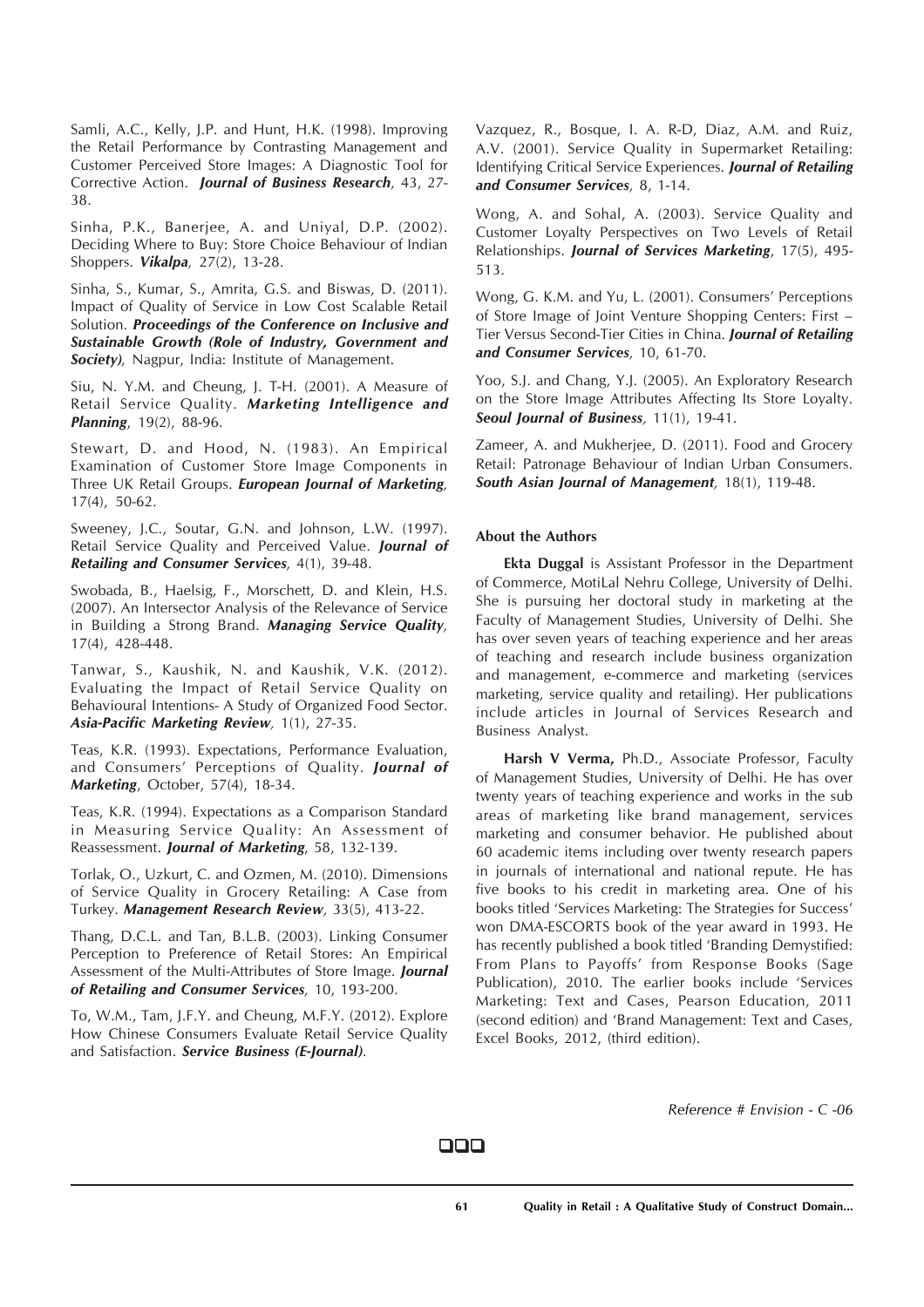Samli, A.C., Kelly, J.P. and Hunt, H.K. (1998). Improving the Retail Performance by Contrasting Management and Customer Perceived Store Images: A Diagnostic Tool for Corrective Action. ***Journal of Business Research***, 43, 27-38.

Sinha, P.K., Banerjee, A. and Uniyal, D.P. (2002). Deciding Where to Buy: Store Choice Behaviour of Indian Shoppers. ***Vikalpa***, 27(2), 13-28.

Sinha, S., Kumar, S., Amrita, G.S. and Biswas, D. (2011). Impact of Quality of Service in Low Cost Scalable Retail Solution. ***Proceedings of the Conference on Inclusive and Sustainable Growth (Role of Industry, Government and Society)***, Nagpur, India: Institute of Management.

Siu, N. Y.M. and Cheung, J. T-H. (2001). A Measure of Retail Service Quality. ***Marketing Intelligence and Planning***, 19(2), 88-96.

Stewart, D. and Hood, N. (1983). An Empirical Examination of Customer Store Image Components in Three UK Retail Groups. ***European Journal of Marketing***, 17(4), 50-62.

Sweeney, J.C., Soutar, G.N. and Johnson, L.W. (1997). Retail Service Quality and Perceived Value. ***Journal of Retailing and Consumer Services***, 4(1), 39-48.

Swobada, B., Haelsig, F., Morschett, D. and Klein, H.S. (2007). An Intersector Analysis of the Relevance of Service in Building a Strong Brand. ***Managing Service Quality***, 17(4), 428-448.

Tanwar, S., Kaushik, N. and Kaushik, V.K. (2012). Evaluating the Impact of Retail Service Quality on Behavioural Intentions- A Study of Organized Food Sector. ***Asia-Pacific Marketing Review***, 1(1), 27-35.

Teas, K.R. (1993). Expectations, Performance Evaluation, and Consumers' Perceptions of Quality. ***Journal of Marketing***, October, 57(4), 18-34.

Teas, K.R. (1994). Expectations as a Comparison Standard in Measuring Service Quality: An Assessment of Reassessment. ***Journal of Marketing***, 58, 132-139.

Torlak, O., Uzkurt, C. and Ozmen, M. (2010). Dimensions of Service Quality in Grocery Retailing: A Case from Turkey. ***Management Research Review***, 33(5), 413-22.

Thang, D.C.L. and Tan, B.L.B. (2003). Linking Consumer Perception to Preference of Retail Stores: An Empirical Assessment of the Multi-Attributes of Store Image. ***Journal of Retailing and Consumer Services***, 10, 193-200.

To, W.M., Tam, J.F.Y. and Cheung, M.F.Y. (2012). Explore How Chinese Consumers Evaluate Retail Service Quality and Satisfaction. ***Service Business (E-Journal)***.

Vazquez, R., Bosque, I. A. R-D, Diaz, A.M. and Ruiz, A.V. (2001). Service Quality in Supermarket Retailing: Identifying Critical Service Experiences. ***Journal of Retailing and Consumer Services***, 8, 1-14.

Wong, A. and Sohal, A. (2003). Service Quality and Customer Loyalty Perspectives on Two Levels of Retail Relationships. ***Journal of Services Marketing***, 17(5), 495-513.

Wong, G. K.M. and Yu, L. (2001). Consumers' Perceptions of Store Image of Joint Venture Shopping Centers: First – Tier Versus Second-Tier Cities in China. ***Journal of Retailing and Consumer Services***, 10, 61-70.

Yoo, S.J. and Chang, Y.J. (2005). An Exploratory Research on the Store Image Attributes Affecting Its Store Loyalty. ***Seoul Journal of Business***, 11(1), 19-41.

Zameer, A. and Mukherjee, D. (2011). Food and Grocery Retail: Patronage Behaviour of Indian Urban Consumers. ***South Asian Journal of Management***, 18(1), 119-48.

**About the Authors**

**Ekta Duggal** is Assistant Professor in the Department of Commerce, MotiLal Nehru College, University of Delhi. She is pursuing her doctoral study in marketing at the Faculty of Management Studies, University of Delhi. She has over seven years of teaching experience and her areas of teaching and research include business organization and management, e-commerce and marketing (services marketing, service quality and retailing). Her publications include articles in Journal of Services Research and Business Analyst.

**Harsh V Verma,** Ph.D., Associate Professor, Faculty of Management Studies, University of Delhi. He has over twenty years of teaching experience and works in the sub areas of marketing like brand management, services marketing and consumer behavior. He published about 60 academic items including over twenty research papers in journals of international and national repute. He has five books to his credit in marketing area. One of his books titled 'Services Marketing: The Strategies for Success' won DMA-ESCORTS book of the year award in 1993. He has recently published a book titled 'Branding Demystified: From Plans to Payoffs' from Response Books (Sage Publication), 2010. The earlier books include 'Services Marketing: Text and Cases, Pearson Education, 2011 (second edition) and 'Brand Management: Text and Cases, Excel Books, 2012, (third edition).

*Reference # Envision - C -06*